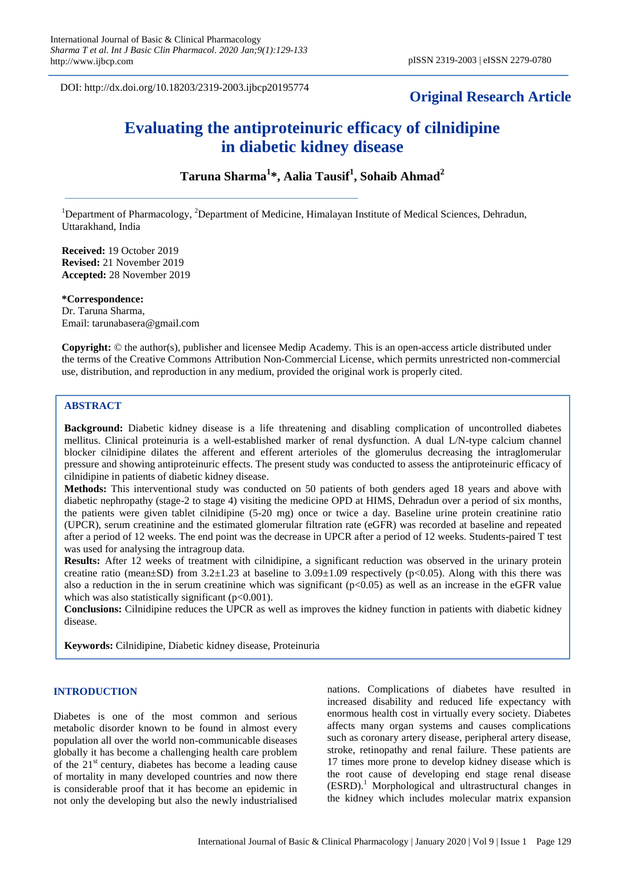DOI: http://dx.doi.org/10.18203/2319-2003.ijbcp20195774

**Original Research Article**

# Evaluating the antiproteinuric efficacy of cilnidipine in diabetic kidney disease

**Taruna Sharma[1]*, Aalia Tausif[1], Sohaib Ahmad[2]**

[1]Department of Pharmacology, [2]Department of Medicine, Himalayan Institute of Medical Sciences, Dehradun, Uttarakhand, India

**Received:** 19 October 2019
**Revised:** 21 November 2019
**Accepted:** 28 November 2019

**\*Correspondence:**
Dr. Taruna Sharma,
Email: tarunabasera@gmail.com

**Copyright:** © the author(s), publisher and licensee Medip Academy. This is an open-access article distributed under the terms of the Creative Commons Attribution Non-Commercial License, which permits unrestricted non-commercial use, distribution, and reproduction in any medium, provided the original work is properly cited.

## ABSTRACT

**Background:** Diabetic kidney disease is a life threatening and disabling complication of uncontrolled diabetes mellitus. Clinical proteinuria is a well-established marker of renal dysfunction. A dual L/N-type calcium channel blocker cilnidipine dilates the afferent and efferent arterioles of the glomerulus decreasing the intraglomerular pressure and showing antiproteinuric effects. The present study was conducted to assess the antiproteinuric efficacy of cilnidipine in patients of diabetic kidney disease.

**Methods:** This interventional study was conducted on 50 patients of both genders aged 18 years and above with diabetic nephropathy (stage-2 to stage 4) visiting the medicine OPD at HIMS, Dehradun over a period of six months, the patients were given tablet cilnidipine (5-20 mg) once or twice a day. Baseline urine protein creatinine ratio (UPCR), serum creatinine and the estimated glomerular filtration rate (eGFR) was recorded at baseline and repeated after a period of 12 weeks. The end point was the decrease in UPCR after a period of 12 weeks. Students-paired T test was used for analysing the intragroup data.

**Results:** After 12 weeks of treatment with cilnidipine, a significant reduction was observed in the urinary protein creatine ratio (mean±SD) from 3.2±1.23 at baseline to 3.09±1.09 respectively ($p<0.05$). Along with this there was also a reduction in the in serum creatinine which was significant ($p<0.05$) as well as an increase in the eGFR value which was also statistically significant ($p<0.001$).

**Conclusions:** Cilnidipine reduces the UPCR as well as improves the kidney function in patients with diabetic kidney disease.

**Keywords:** Cilnidipine, Diabetic kidney disease, Proteinuria

## INTRODUCTION

Diabetes is one of the most common and serious metabolic disorder known to be found in almost every population all over the world non-communicable diseases globally it has become a challenging health care problem of the 21st century, diabetes has become a leading cause of mortality in many developed countries and now there is considerable proof that it has become an epidemic in not only the developing but also the newly industrialised nations. Complications of diabetes have resulted in increased disability and reduced life expectancy with enormous health cost in virtually every society. Diabetes affects many organ systems and causes complications such as coronary artery disease, peripheral artery disease, stroke, retinopathy and renal failure. These patients are 17 times more prone to develop kidney disease which is the root cause of developing end stage renal disease (ESRD).[1] Morphological and ultrastructural changes in the kidney which includes molecular matrix expansion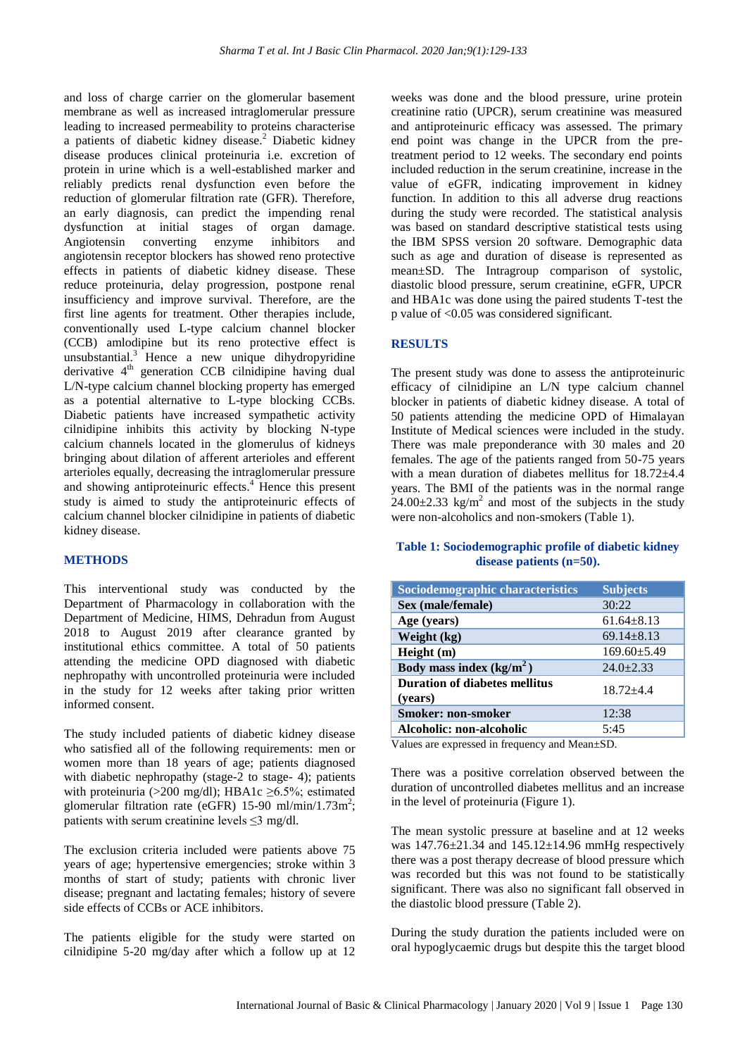and loss of charge carrier on the glomerular basement membrane as well as increased intraglomerular pressure leading to increased permeability to proteins characterise a patients of diabetic kidney disease.[2] Diabetic kidney disease produces clinical proteinuria i.e. excretion of protein in urine which is a well-established marker and reliably predicts renal dysfunction even before the reduction of glomerular filtration rate (GFR). Therefore, an early diagnosis, can predict the impending renal dysfunction at initial stages of organ damage. Angiotensin converting enzyme inhibitors and angiotensin receptor blockers has showed reno protective effects in patients of diabetic kidney disease. These reduce proteinuria, delay progression, postpone renal insufficiency and improve survival. Therefore, are the first line agents for treatment. Other therapies include, conventionally used L-type calcium channel blocker (CCB) amlodipine but its reno protective effect is unsubstantial.[3] Hence a new unique dihydropyridine derivative 4th generation CCB cilnidipine having dual L/N-type calcium channel blocking property has emerged as a potential alternative to L-type blocking CCBs. Diabetic patients have increased sympathetic activity cilnidipine inhibits this activity by blocking N-type calcium channels located in the glomerulus of kidneys bringing about dilation of afferent arterioles and efferent arterioles equally, decreasing the intraglomerular pressure and showing antiproteinuric effects.[4] Hence this present study is aimed to study the antiproteinuric effects of calcium channel blocker cilnidipine in patients of diabetic kidney disease.

## METHODS

This interventional study was conducted by the Department of Pharmacology in collaboration with the Department of Medicine, HIMS, Dehradun from August 2018 to August 2019 after clearance granted by institutional ethics committee. A total of 50 patients attending the medicine OPD diagnosed with diabetic nephropathy with uncontrolled proteinuria were included in the study for 12 weeks after taking prior written informed consent.

The study included patients of diabetic kidney disease who satisfied all of the following requirements: men or women more than 18 years of age; patients diagnosed with diabetic nephropathy (stage-2 to stage- 4); patients with proteinuria (>200 mg/dl); HBA1c ≥6.5%; estimated glomerular filtration rate (eGFR) 15-90 ml/min/1.73m$^2$; patients with serum creatinine levels ≤3 mg/dl.

The exclusion criteria included were patients above 75 years of age; hypertensive emergencies; stroke within 3 months of start of study; patients with chronic liver disease; pregnant and lactating females; history of severe side effects of CCBs or ACE inhibitors.

The patients eligible for the study were started on cilnidipine 5-20 mg/day after which a follow up at 12 weeks was done and the blood pressure, urine protein creatinine ratio (UPCR), serum creatinine was measured and antiproteinuric efficacy was assessed. The primary end point was change in the UPCR from the pre-treatment period to 12 weeks. The secondary end points included reduction in the serum creatinine, increase in the value of eGFR, indicating improvement in kidney function. In addition to this all adverse drug reactions during the study were recorded. The statistical analysis was based on standard descriptive statistical tests using the IBM SPSS version 20 software. Demographic data such as age and duration of disease is represented as mean±SD. The Intragroup comparison of systolic, diastolic blood pressure, serum creatinine, eGFR, UPCR and HBA1c was done using the paired students T-test the p value of <0.05 was considered significant.

## RESULTS

The present study was done to assess the antiproteinuric efficacy of cilnidipine an L/N type calcium channel blocker in patients of diabetic kidney disease. A total of 50 patients attending the medicine OPD of Himalayan Institute of Medical sciences were included in the study. There was male preponderance with 30 males and 20 females. The age of the patients ranged from 50-75 years with a mean duration of diabetes mellitus for 18.72±4.4 years. The BMI of the patients was in the normal range 24.00±2.33 kg/m$^2$ and most of the subjects in the study were non-alcoholics and non-smokers (Table 1).

**Table 1: Sociodemographic profile of diabetic kidney disease patients (n=50).**

| Sociodemographic characteristics | Subjects |
|---|---|
| **Sex (male/female)** | 30:22 |
| **Age (years)** | 61.64±8.13 |
| **Weight (kg)** | 69.14±8.13 |
| **Height (m)** | 169.60±5.49 |
| **Body mass index (kg/m$^2$)** | 24.0±2.33 |
| **Duration of diabetes mellitus (years)** | 18.72±4.4 |
| **Smoker: non-smoker** | 12:38 |
| **Alcoholic: non-alcoholic** | 5:45 |

Values are expressed in frequency and Mean±SD.

There was a positive correlation observed between the duration of uncontrolled diabetes mellitus and an increase in the level of proteinuria (Figure 1).

The mean systolic pressure at baseline and at 12 weeks was 147.76±21.34 and 145.12±14.96 mmHg respectively there was a post therapy decrease of blood pressure which was recorded but this was not found to be statistically significant. There was also no significant fall observed in the diastolic blood pressure (Table 2).

During the study duration the patients included were on oral hypoglycaemic drugs but despite this the target blood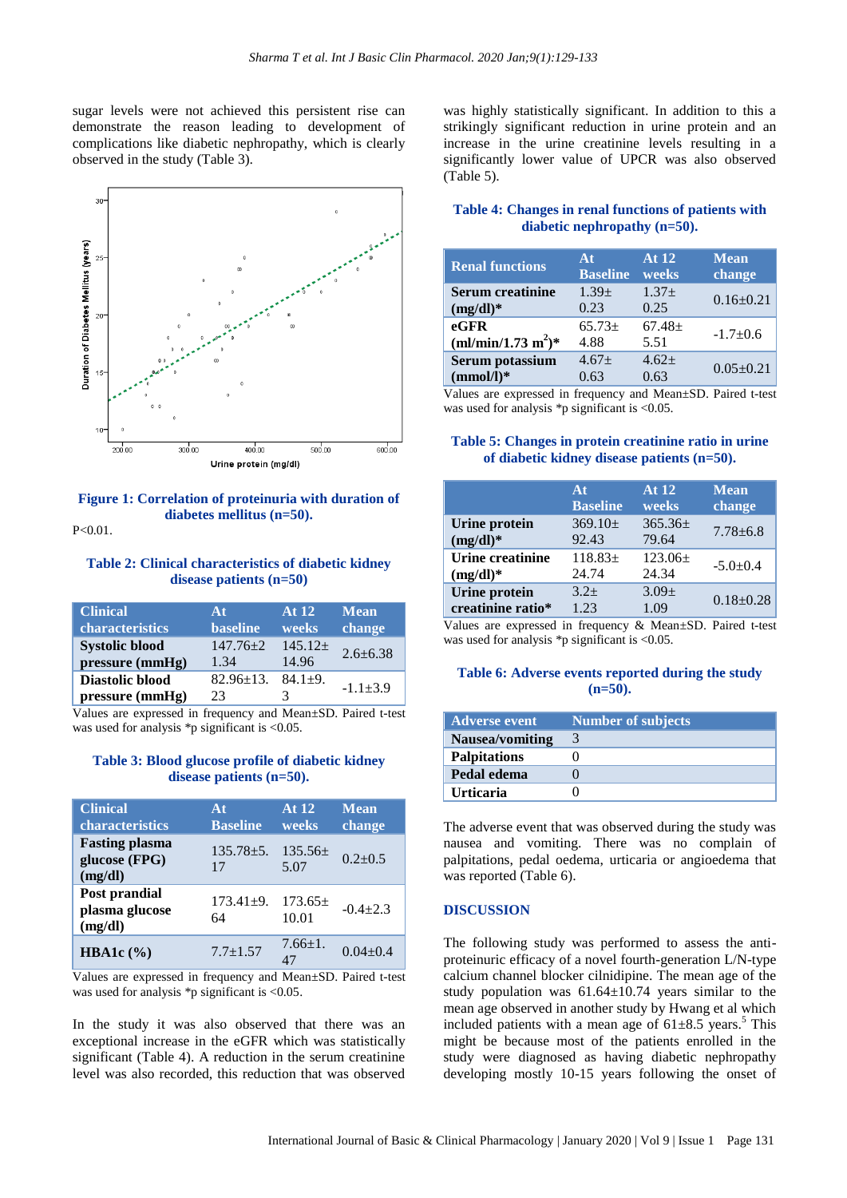sugar levels were not achieved this persistent rise can demonstrate the reason leading to development of complications like diabetic nephropathy, which is clearly observed in the study (Table 3).

**Figure 1: Correlation of proteinuria with duration of diabetes mellitus (n=50).**

P<0.01.

**Table 2: Clinical characteristics of diabetic kidney disease patients (n=50)**

| Clinical characteristics | At baseline | At 12 weeks | Mean change |
|---|---|---|---|
| **Systolic blood pressure (mmHg)** | 147.76±21.34 | 145.12±14.96 | 2.6±6.38 |
| **Diastolic blood pressure (mmHg)** | 82.96±13.23 | 84.1±9.3 | -1.1±3.9 |

Values are expressed in frequency and Mean±SD. Paired t-test was used for analysis *p significant is <0.05.

**Table 3: Blood glucose profile of diabetic kidney disease patients (n=50).**

| Clinical characteristics | At Baseline | At 12 weeks | Mean change |
|---|---|---|---|
| **Fasting plasma glucose (FPG) (mg/dl)** | 135.78±5.17 | 135.56±5.07 | 0.2±0.5 |
| **Post prandial plasma glucose (mg/dl)** | 173.41±9.64 | 173.65±10.01 | -0.4±2.3 |
| **HBA1c (%)** | 7.7±1.57 | 7.66±1.47 | 0.04±0.4 |

Values are expressed in frequency and Mean±SD. Paired t-test was used for analysis *p significant is <0.05.

In the study it was also observed that there was an exceptional increase in the eGFR which was statistically significant (Table 4). A reduction in the serum creatinine level was also recorded, this reduction that was observed was highly statistically significant. In addition to this a strikingly significant reduction in urine protein and an increase in the urine creatinine levels resulting in a significantly lower value of UPCR was also observed (Table 5).

**Table 4: Changes in renal functions of patients with diabetic nephropathy (n=50).**

| Renal functions | At Baseline | At 12 weeks | Mean change |
|---|---|---|---|
| **Serum creatinine (mg/dl)*** | 1.39±0.23 | 1.37±0.25 | 0.16±0.21 |
| **eGFR (ml/min/1.73 $m^2$)*** | 65.73±4.88 | 67.48±5.51 | -1.7±0.6 |
| **Serum potassium (mmol/l)*** | 4.67±0.63 | 4.62±0.63 | 0.05±0.21 |

Values are expressed in frequency and Mean±SD. Paired t-test was used for analysis *p significant is <0.05.

**Table 5: Changes in protein creatinine ratio in urine of diabetic kidney disease patients (n=50).**

| | At Baseline | At 12 weeks | Mean change |
|---|---|---|---|
| **Urine protein (mg/dl)*** | 369.10±92.43 | 365.36±79.64 | 7.78±6.8 |
| **Urine creatinine (mg/dl)*** | 118.83±24.74 | 123.06±24.34 | -5.0±0.4 |
| **Urine protein creatinine ratio*** | 3.2±1.23 | 3.09±1.09 | 0.18±0.28 |

Values are expressed in frequency & Mean±SD. Paired t-test was used for analysis *p significant is <0.05.

**Table 6: Adverse events reported during the study (n=50).**

| Adverse event | Number of subjects |
|---|---|
| **Nausea/vomiting** | 3 |
| **Palpitations** | 0 |
| **Pedal edema** | 0 |
| **Urticaria** | 0 |

The adverse event that was observed during the study was nausea and vomiting. There was no complain of palpitations, pedal oedema, urticaria or angioedema that was reported (Table 6).

## DISCUSSION

The following study was performed to assess the anti-proteinuric efficacy of a novel fourth-generation L/N-type calcium channel blocker cilnidipine. The mean age of the study population was 61.64±10.74 years similar to the mean age observed in another study by Hwang et al which included patients with a mean age of 61±8.5 years.[5] This might be because most of the patients enrolled in the study were diagnosed as having diabetic nephropathy developing mostly 10-15 years following the onset of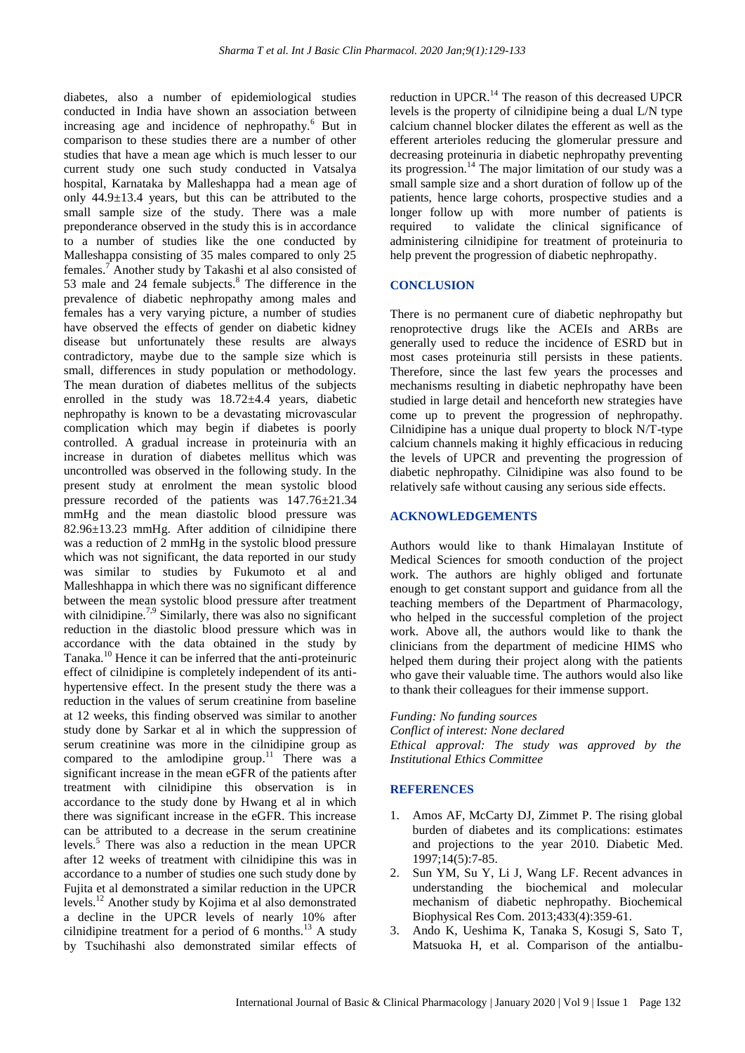diabetes, also a number of epidemiological studies conducted in India have shown an association between increasing age and incidence of nephropathy.[6] But in comparison to these studies there are a number of other studies that have a mean age which is much lesser to our current study one such study conducted in Vatsalya hospital, Karnataka by Malleshappa had a mean age of only 44.9±13.4 years, but this can be attributed to the small sample size of the study. There was a male preponderance observed in the study this is in accordance to a number of studies like the one conducted by Malleshappa consisting of 35 males compared to only 25 females.[7] Another study by Takashi et al also consisted of 53 male and 24 female subjects.[8] The difference in the prevalence of diabetic nephropathy among males and females has a very varying picture, a number of studies have observed the effects of gender on diabetic kidney disease but unfortunately these results are always contradictory, maybe due to the sample size which is small, differences in study population or methodology. The mean duration of diabetes mellitus of the subjects enrolled in the study was 18.72±4.4 years, diabetic nephropathy is known to be a devastating microvascular complication which may begin if diabetes is poorly controlled. A gradual increase in proteinuria with an increase in duration of diabetes mellitus which was uncontrolled was observed in the following study. In the present study at enrolment the mean systolic blood pressure recorded of the patients was 147.76±21.34 mmHg and the mean diastolic blood pressure was 82.96±13.23 mmHg. After addition of cilnidipine there was a reduction of 2 mmHg in the systolic blood pressure which was not significant, the data reported in our study was similar to studies by Fukumoto et al and Malleshhappa in which there was no significant difference between the mean systolic blood pressure after treatment with cilnidipine.[7,9] Similarly, there was also no significant reduction in the diastolic blood pressure which was in accordance with the data obtained in the study by Tanaka.[10] Hence it can be inferred that the anti-proteinuric effect of cilnidipine is completely independent of its anti-hypertensive effect. In the present study the there was a reduction in the values of serum creatinine from baseline at 12 weeks, this finding observed was similar to another study done by Sarkar et al in which the suppression of serum creatinine was more in the cilnidipine group as compared to the amlodipine group.[11] There was a significant increase in the mean eGFR of the patients after treatment with cilnidipine this observation is in accordance to the study done by Hwang et al in which there was significant increase in the eGFR. This increase can be attributed to a decrease in the serum creatinine levels.[5] There was also a reduction in the mean UPCR after 12 weeks of treatment with cilnidipine this was in accordance to a number of studies one such study done by Fujita et al demonstrated a similar reduction in the UPCR levels.[12] Another study by Kojima et al also demonstrated a decline in the UPCR levels of nearly 10% after cilnidipine treatment for a period of 6 months.[13] A study by Tsuchihashi also demonstrated similar effects of reduction in UPCR.[14] The reason of this decreased UPCR levels is the property of cilnidipine being a dual L/N type calcium channel blocker dilates the efferent as well as the efferent arterioles reducing the glomerular pressure and decreasing proteinuria in diabetic nephropathy preventing its progression.[14] The major limitation of our study was a small sample size and a short duration of follow up of the patients, hence large cohorts, prospective studies and a longer follow up with more number of patients is required to validate the clinical significance of administering cilnidipine for treatment of proteinuria to help prevent the progression of diabetic nephropathy.

## CONCLUSION

There is no permanent cure of diabetic nephropathy but renoprotective drugs like the ACEIs and ARBs are generally used to reduce the incidence of ESRD but in most cases proteinuria still persists in these patients. Therefore, since the last few years the processes and mechanisms resulting in diabetic nephropathy have been studied in large detail and henceforth new strategies have come up to prevent the progression of nephropathy. Cilnidipine has a unique dual property to block N/T-type calcium channels making it highly efficacious in reducing the levels of UPCR and preventing the progression of diabetic nephropathy. Cilnidipine was also found to be relatively safe without causing any serious side effects.

## ACKNOWLEDGEMENTS

Authors would like to thank Himalayan Institute of Medical Sciences for smooth conduction of the project work. The authors are highly obliged and fortunate enough to get constant support and guidance from all the teaching members of the Department of Pharmacology, who helped in the successful completion of the project work. Above all, the authors would like to thank the clinicians from the department of medicine HIMS who helped them during their project along with the patients who gave their valuable time. The authors would also like to thank their colleagues for their immense support.

*Funding: No funding sources*
*Conflict of interest: None declared*
*Ethical approval: The study was approved by the Institutional Ethics Committee*

## REFERENCES

1. Amos AF, McCarty DJ, Zimmet P. The rising global burden of diabetes and its complications: estimates and projections to the year 2010. Diabetic Med. 1997;14(5):7-85.
2. Sun YM, Su Y, Li J, Wang LF. Recent advances in understanding the biochemical and molecular mechanism of diabetic nephropathy. Biochemical Biophysical Res Com. 2013;433(4):359-61.
3. Ando K, Ueshima K, Tanaka S, Kosugi S, Sato T, Matsuoka H, et al. Comparison of the antialbu-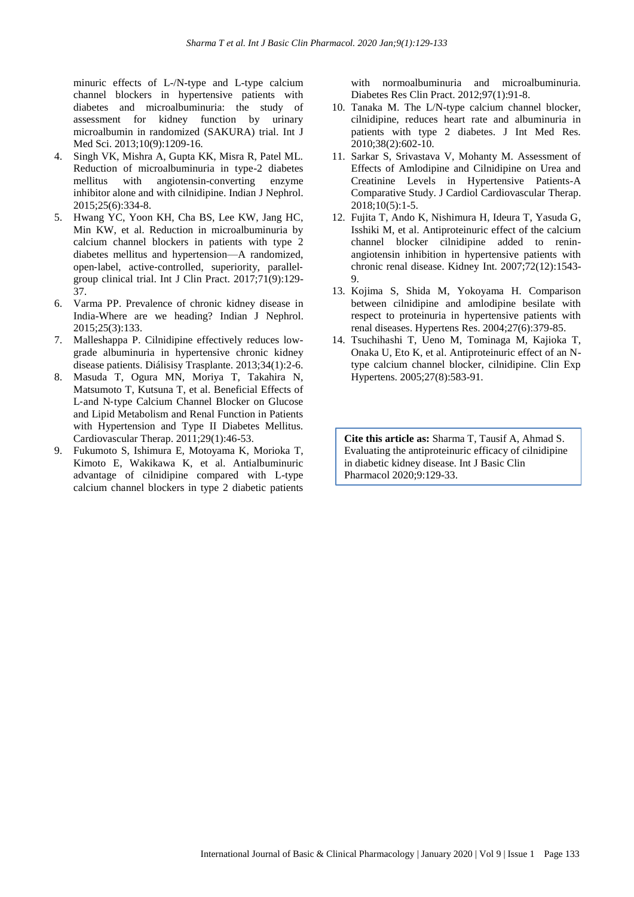minuric effects of L-/N-type and L-type calcium channel blockers in hypertensive patients with diabetes and microalbuminuria: the study of assessment for kidney function by urinary microalbumin in randomized (SAKURA) trial. Int J Med Sci. 2013;10(9):1209-16.

4. Singh VK, Mishra A, Gupta KK, Misra R, Patel ML. Reduction of microalbuminuria in type-2 diabetes mellitus with angiotensin-converting enzyme inhibitor alone and with cilnidipine. Indian J Nephrol. 2015;25(6):334-8.
5. Hwang YC, Yoon KH, Cha BS, Lee KW, Jang HC, Min KW, et al. Reduction in microalbuminuria by calcium channel blockers in patients with type 2 diabetes mellitus and hypertension—A randomized, open‐label, active‐controlled, superiority, parallel‐group clinical trial. Int J Clin Pract. 2017;71(9):129-37.
6. Varma PP. Prevalence of chronic kidney disease in India-Where are we heading? Indian J Nephrol. 2015;25(3):133.
7. Malleshappa P. Cilnidipine effectively reduces low-grade albuminuria in hypertensive chronic kidney disease patients. Diálisisy Trasplante. 2013;34(1):2-6.
8. Masuda T, Ogura MN, Moriya T, Takahira N, Matsumoto T, Kutsuna T, et al. Beneficial Effects of L‐and N‐type Calcium Channel Blocker on Glucose and Lipid Metabolism and Renal Function in Patients with Hypertension and Type II Diabetes Mellitus. Cardiovascular Therap. 2011;29(1):46-53.
9. Fukumoto S, Ishimura E, Motoyama K, Morioka T, Kimoto E, Wakikawa K, et al. Antialbuminuric advantage of cilnidipine compared with L-type calcium channel blockers in type 2 diabetic patients with normoalbuminuria and microalbuminuria. Diabetes Res Clin Pract. 2012;97(1):91-8.
10. Tanaka M. The L/N-type calcium channel blocker, cilnidipine, reduces heart rate and albuminuria in patients with type 2 diabetes. J Int Med Res. 2010;38(2):602-10.
11. Sarkar S, Srivastava V, Mohanty M. Assessment of Effects of Amlodipine and Cilnidipine on Urea and Creatinine Levels in Hypertensive Patients-A Comparative Study. J Cardiol Cardiovascular Therap. 2018;10(5):1-5.
12. Fujita T, Ando K, Nishimura H, Ideura T, Yasuda G, Isshiki M, et al. Antiproteinuric effect of the calcium channel blocker cilnidipine added to renin-angiotensin inhibition in hypertensive patients with chronic renal disease. Kidney Int. 2007;72(12):1543-9.
13. Kojima S, Shida M, Yokoyama H. Comparison between cilnidipine and amlodipine besilate with respect to proteinuria in hypertensive patients with renal diseases. Hypertens Res. 2004;27(6):379-85.
14. Tsuchihashi T, Ueno M, Tominaga M, Kajioka T, Onaka U, Eto K, et al. Antiproteinuric effect of an N-type calcium channel blocker, cilnidipine. Clin Exp Hypertens. 2005;27(8):583-91.

**Cite this article as:** Sharma T, Tausif A, Ahmad S. Evaluating the antiproteinuric efficacy of cilnidipine in diabetic kidney disease. Int J Basic Clin Pharmacol 2020;9:129-33.